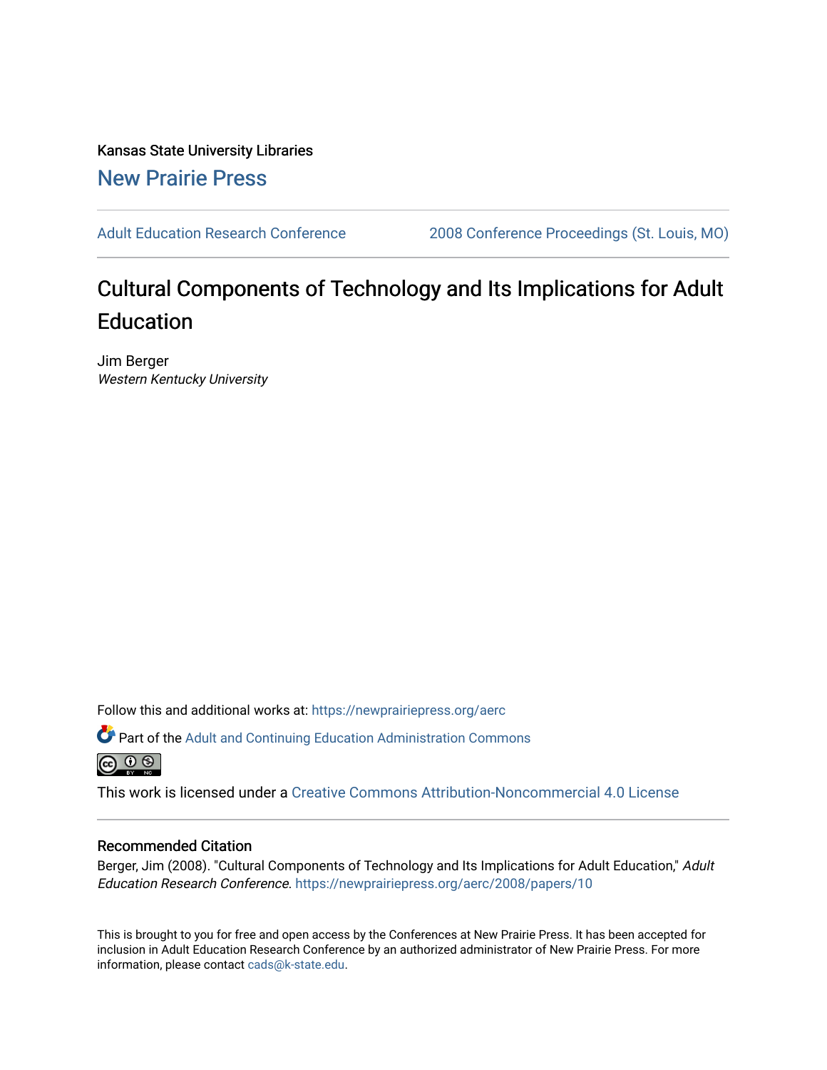Kansas State University Libraries

New Prairie Press

Adult Education Research Conference | 2008 Conference Proceedings (St. Louis, MO)

# Cultural Components of Technology and Its Implications for Adult Education

Jim Berger
*Western Kentucky University*

Follow this and additional works at: https://newprairiepress.org/aerc

Part of the Adult and Continuing Education Administration Commons

This work is licensed under a Creative Commons Attribution-Noncommercial 4.0 License

## Recommended Citation

Berger, Jim (2008). "Cultural Components of Technology and Its Implications for Adult Education," *Adult Education Research Conference*. https://newprairiepress.org/aerc/2008/papers/10

This is brought to you for free and open access by the Conferences at New Prairie Press. It has been accepted for inclusion in Adult Education Research Conference by an authorized administrator of New Prairie Press. For more information, please contact cads@k-state.edu.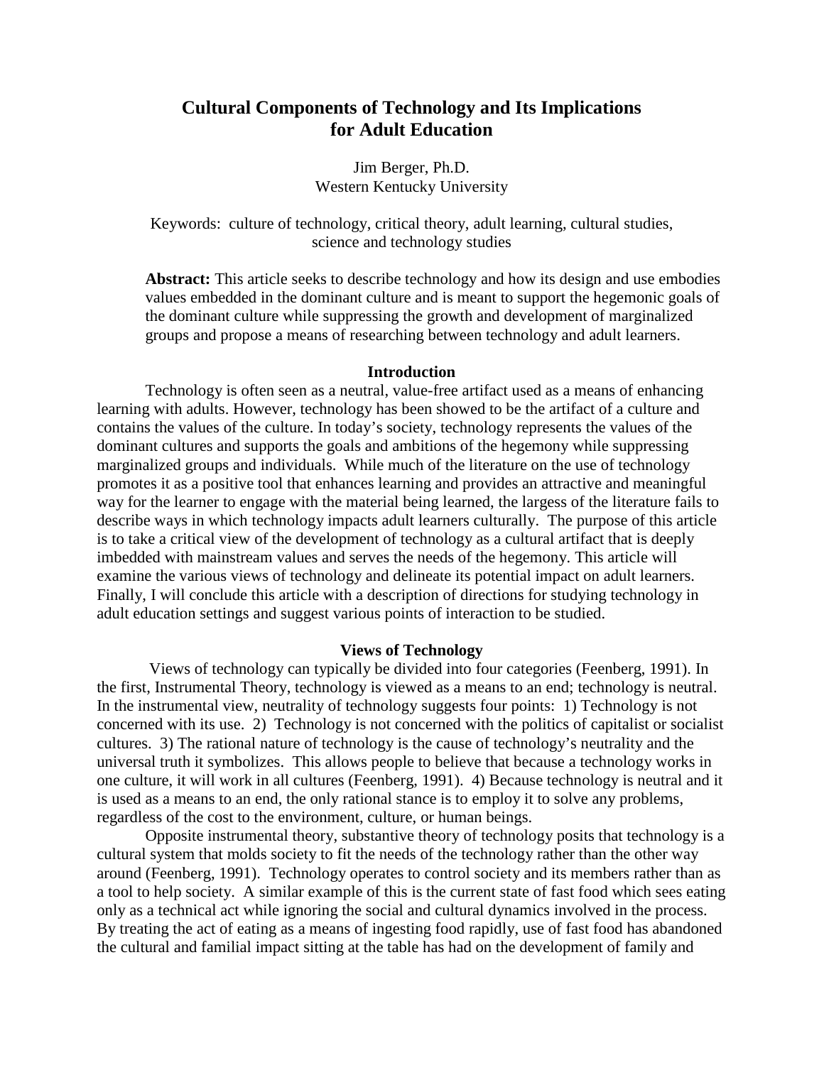# Cultural Components of Technology and Its Implications for Adult Education

Jim Berger, Ph.D.
Western Kentucky University

Keywords: culture of technology, critical theory, adult learning, cultural studies, science and technology studies

**Abstract:** This article seeks to describe technology and how its design and use embodies values embedded in the dominant culture and is meant to support the hegemonic goals of the dominant culture while suppressing the growth and development of marginalized groups and propose a means of researching between technology and adult learners.

## Introduction

Technology is often seen as a neutral, value-free artifact used as a means of enhancing learning with adults. However, technology has been showed to be the artifact of a culture and contains the values of the culture. In today's society, technology represents the values of the dominant cultures and supports the goals and ambitions of the hegemony while suppressing marginalized groups and individuals. While much of the literature on the use of technology promotes it as a positive tool that enhances learning and provides an attractive and meaningful way for the learner to engage with the material being learned, the largess of the literature fails to describe ways in which technology impacts adult learners culturally. The purpose of this article is to take a critical view of the development of technology as a cultural artifact that is deeply imbedded with mainstream values and serves the needs of the hegemony. This article will examine the various views of technology and delineate its potential impact on adult learners. Finally, I will conclude this article with a description of directions for studying technology in adult education settings and suggest various points of interaction to be studied.

## Views of Technology

Views of technology can typically be divided into four categories (Feenberg, 1991). In the first, Instrumental Theory, technology is viewed as a means to an end; technology is neutral. In the instrumental view, neutrality of technology suggests four points: 1) Technology is not concerned with its use. 2) Technology is not concerned with the politics of capitalist or socialist cultures. 3) The rational nature of technology is the cause of technology's neutrality and the universal truth it symbolizes. This allows people to believe that because a technology works in one culture, it will work in all cultures (Feenberg, 1991). 4) Because technology is neutral and it is used as a means to an end, the only rational stance is to employ it to solve any problems, regardless of the cost to the environment, culture, or human beings.

Opposite instrumental theory, substantive theory of technology posits that technology is a cultural system that molds society to fit the needs of the technology rather than the other way around (Feenberg, 1991). Technology operates to control society and its members rather than as a tool to help society. A similar example of this is the current state of fast food which sees eating only as a technical act while ignoring the social and cultural dynamics involved in the process. By treating the act of eating as a means of ingesting food rapidly, use of fast food has abandoned the cultural and familial impact sitting at the table has had on the development of family and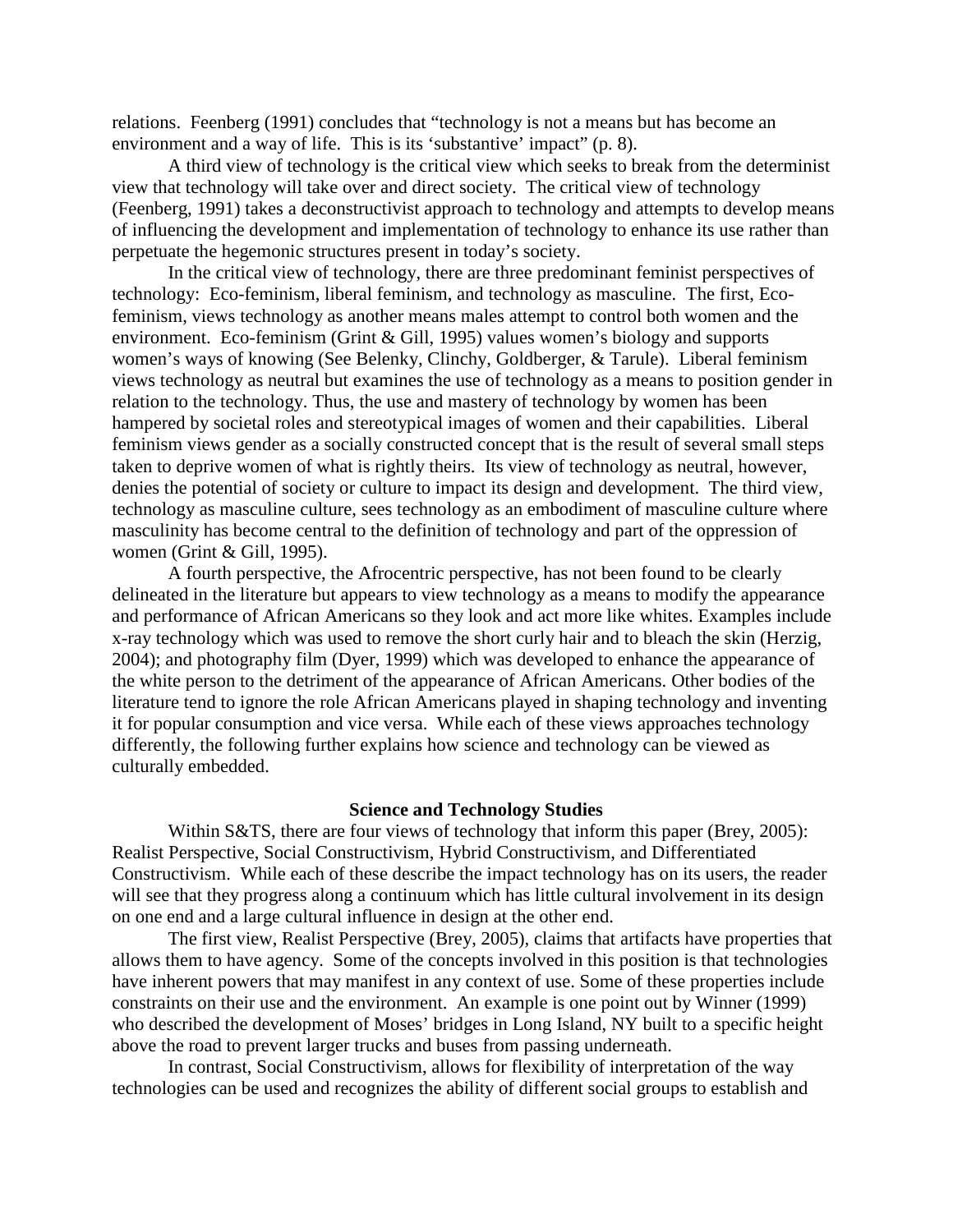relations. Feenberg (1991) concludes that "technology is not a means but has become an environment and a way of life. This is its 'substantive' impact" (p. 8).

A third view of technology is the critical view which seeks to break from the determinist view that technology will take over and direct society. The critical view of technology (Feenberg, 1991) takes a deconstructivist approach to technology and attempts to develop means of influencing the development and implementation of technology to enhance its use rather than perpetuate the hegemonic structures present in today's society.

In the critical view of technology, there are three predominant feminist perspectives of technology: Eco-feminism, liberal feminism, and technology as masculine. The first, Eco-feminism, views technology as another means males attempt to control both women and the environment. Eco-feminism (Grint & Gill, 1995) values women's biology and supports women's ways of knowing (See Belenky, Clinchy, Goldberger, & Tarule). Liberal feminism views technology as neutral but examines the use of technology as a means to position gender in relation to the technology. Thus, the use and mastery of technology by women has been hampered by societal roles and stereotypical images of women and their capabilities. Liberal feminism views gender as a socially constructed concept that is the result of several small steps taken to deprive women of what is rightly theirs. Its view of technology as neutral, however, denies the potential of society or culture to impact its design and development. The third view, technology as masculine culture, sees technology as an embodiment of masculine culture where masculinity has become central to the definition of technology and part of the oppression of women (Grint & Gill, 1995).

A fourth perspective, the Afrocentric perspective, has not been found to be clearly delineated in the literature but appears to view technology as a means to modify the appearance and performance of African Americans so they look and act more like whites. Examples include x-ray technology which was used to remove the short curly hair and to bleach the skin (Herzig, 2004); and photography film (Dyer, 1999) which was developed to enhance the appearance of the white person to the detriment of the appearance of African Americans. Other bodies of the literature tend to ignore the role African Americans played in shaping technology and inventing it for popular consumption and vice versa. While each of these views approaches technology differently, the following further explains how science and technology can be viewed as culturally embedded.

## Science and Technology Studies

Within S&TS, there are four views of technology that inform this paper (Brey, 2005): Realist Perspective, Social Constructivism, Hybrid Constructivism, and Differentiated Constructivism. While each of these describe the impact technology has on its users, the reader will see that they progress along a continuum which has little cultural involvement in its design on one end and a large cultural influence in design at the other end.

The first view, Realist Perspective (Brey, 2005), claims that artifacts have properties that allows them to have agency. Some of the concepts involved in this position is that technologies have inherent powers that may manifest in any context of use. Some of these properties include constraints on their use and the environment. An example is one point out by Winner (1999) who described the development of Moses' bridges in Long Island, NY built to a specific height above the road to prevent larger trucks and buses from passing underneath.

In contrast, Social Constructivism, allows for flexibility of interpretation of the way technologies can be used and recognizes the ability of different social groups to establish and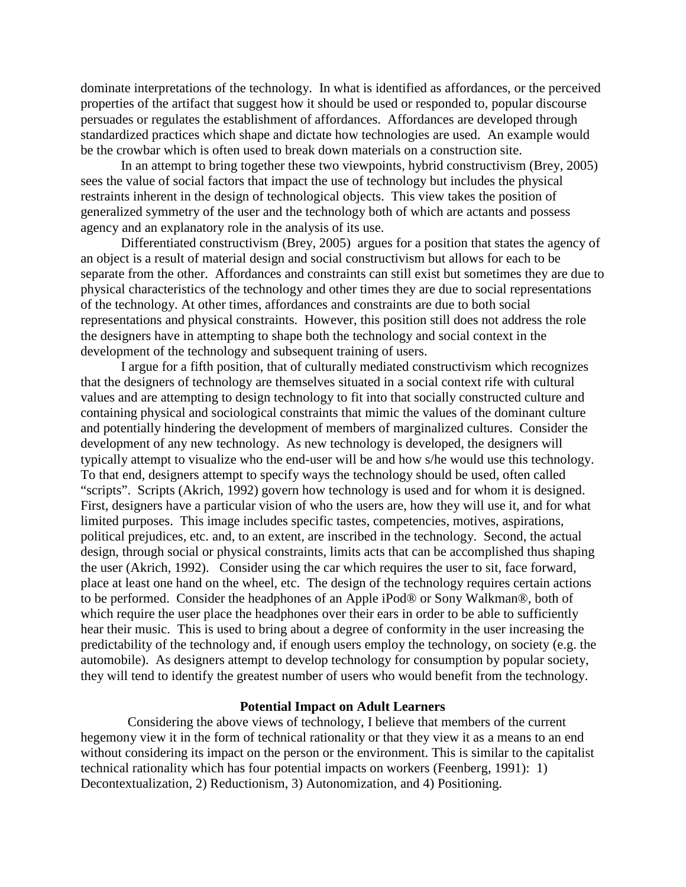dominate interpretations of the technology. In what is identified as affordances, or the perceived properties of the artifact that suggest how it should be used or responded to, popular discourse persuades or regulates the establishment of affordances. Affordances are developed through standardized practices which shape and dictate how technologies are used. An example would be the crowbar which is often used to break down materials on a construction site.

In an attempt to bring together these two viewpoints, hybrid constructivism (Brey, 2005) sees the value of social factors that impact the use of technology but includes the physical restraints inherent in the design of technological objects. This view takes the position of generalized symmetry of the user and the technology both of which are actants and possess agency and an explanatory role in the analysis of its use.

Differentiated constructivism (Brey, 2005) argues for a position that states the agency of an object is a result of material design and social constructivism but allows for each to be separate from the other. Affordances and constraints can still exist but sometimes they are due to physical characteristics of the technology and other times they are due to social representations of the technology. At other times, affordances and constraints are due to both social representations and physical constraints. However, this position still does not address the role the designers have in attempting to shape both the technology and social context in the development of the technology and subsequent training of users.

I argue for a fifth position, that of culturally mediated constructivism which recognizes that the designers of technology are themselves situated in a social context rife with cultural values and are attempting to design technology to fit into that socially constructed culture and containing physical and sociological constraints that mimic the values of the dominant culture and potentially hindering the development of members of marginalized cultures. Consider the development of any new technology. As new technology is developed, the designers will typically attempt to visualize who the end-user will be and how s/he would use this technology. To that end, designers attempt to specify ways the technology should be used, often called "scripts". Scripts (Akrich, 1992) govern how technology is used and for whom it is designed. First, designers have a particular vision of who the users are, how they will use it, and for what limited purposes. This image includes specific tastes, competencies, motives, aspirations, political prejudices, etc. and, to an extent, are inscribed in the technology. Second, the actual design, through social or physical constraints, limits acts that can be accomplished thus shaping the user (Akrich, 1992). Consider using the car which requires the user to sit, face forward, place at least one hand on the wheel, etc. The design of the technology requires certain actions to be performed. Consider the headphones of an Apple iPod® or Sony Walkman®, both of which require the user place the headphones over their ears in order to be able to sufficiently hear their music. This is used to bring about a degree of conformity in the user increasing the predictability of the technology and, if enough users employ the technology, on society (e.g. the automobile). As designers attempt to develop technology for consumption by popular society, they will tend to identify the greatest number of users who would benefit from the technology.

## Potential Impact on Adult Learners

Considering the above views of technology, I believe that members of the current hegemony view it in the form of technical rationality or that they view it as a means to an end without considering its impact on the person or the environment. This is similar to the capitalist technical rationality which has four potential impacts on workers (Feenberg, 1991): 1) Decontextualization, 2) Reductionism, 3) Autonomization, and 4) Positioning.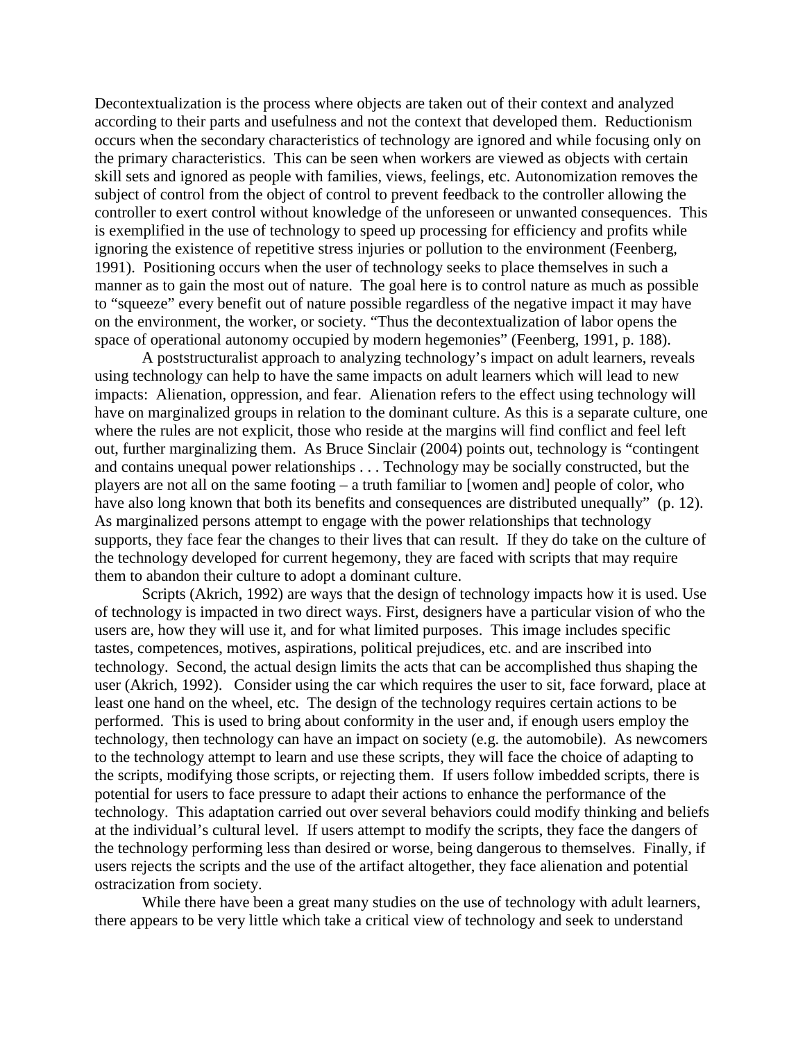Decontextualization is the process where objects are taken out of their context and analyzed according to their parts and usefulness and not the context that developed them. Reductionism occurs when the secondary characteristics of technology are ignored and while focusing only on the primary characteristics. This can be seen when workers are viewed as objects with certain skill sets and ignored as people with families, views, feelings, etc. Autonomization removes the subject of control from the object of control to prevent feedback to the controller allowing the controller to exert control without knowledge of the unforeseen or unwanted consequences. This is exemplified in the use of technology to speed up processing for efficiency and profits while ignoring the existence of repetitive stress injuries or pollution to the environment (Feenberg, 1991). Positioning occurs when the user of technology seeks to place themselves in such a manner as to gain the most out of nature. The goal here is to control nature as much as possible to "squeeze" every benefit out of nature possible regardless of the negative impact it may have on the environment, the worker, or society. "Thus the decontextualization of labor opens the space of operational autonomy occupied by modern hegemonies" (Feenberg, 1991, p. 188).

A poststructuralist approach to analyzing technology's impact on adult learners, reveals using technology can help to have the same impacts on adult learners which will lead to new impacts: Alienation, oppression, and fear. Alienation refers to the effect using technology will have on marginalized groups in relation to the dominant culture. As this is a separate culture, one where the rules are not explicit, those who reside at the margins will find conflict and feel left out, further marginalizing them. As Bruce Sinclair (2004) points out, technology is "contingent and contains unequal power relationships . . . Technology may be socially constructed, but the players are not all on the same footing – a truth familiar to [women and] people of color, who have also long known that both its benefits and consequences are distributed unequally" (p. 12). As marginalized persons attempt to engage with the power relationships that technology supports, they face fear the changes to their lives that can result. If they do take on the culture of the technology developed for current hegemony, they are faced with scripts that may require them to abandon their culture to adopt a dominant culture.

Scripts (Akrich, 1992) are ways that the design of technology impacts how it is used. Use of technology is impacted in two direct ways. First, designers have a particular vision of who the users are, how they will use it, and for what limited purposes. This image includes specific tastes, competences, motives, aspirations, political prejudices, etc. and are inscribed into technology. Second, the actual design limits the acts that can be accomplished thus shaping the user (Akrich, 1992). Consider using the car which requires the user to sit, face forward, place at least one hand on the wheel, etc. The design of the technology requires certain actions to be performed. This is used to bring about conformity in the user and, if enough users employ the technology, then technology can have an impact on society (e.g. the automobile). As newcomers to the technology attempt to learn and use these scripts, they will face the choice of adapting to the scripts, modifying those scripts, or rejecting them. If users follow imbedded scripts, there is potential for users to face pressure to adapt their actions to enhance the performance of the technology. This adaptation carried out over several behaviors could modify thinking and beliefs at the individual's cultural level. If users attempt to modify the scripts, they face the dangers of the technology performing less than desired or worse, being dangerous to themselves. Finally, if users rejects the scripts and the use of the artifact altogether, they face alienation and potential ostracization from society.

While there have been a great many studies on the use of technology with adult learners, there appears to be very little which take a critical view of technology and seek to understand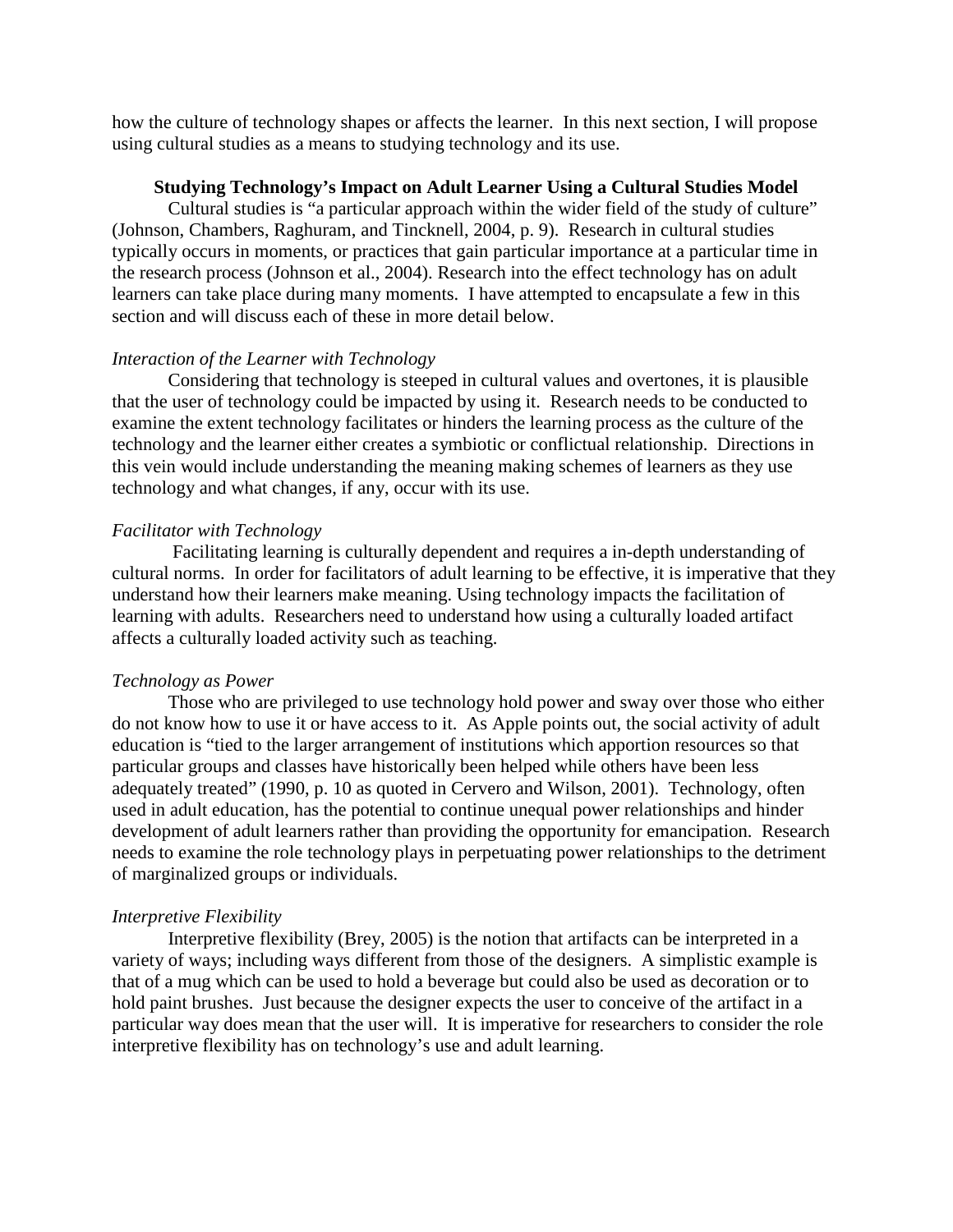how the culture of technology shapes or affects the learner. In this next section, I will propose using cultural studies as a means to studying technology and its use.

## Studying Technology's Impact on Adult Learner Using a Cultural Studies Model

Cultural studies is "a particular approach within the wider field of the study of culture" (Johnson, Chambers, Raghuram, and Tincknell, 2004, p. 9). Research in cultural studies typically occurs in moments, or practices that gain particular importance at a particular time in the research process (Johnson et al., 2004). Research into the effect technology has on adult learners can take place during many moments. I have attempted to encapsulate a few in this section and will discuss each of these in more detail below.

### *Interaction of the Learner with Technology*

Considering that technology is steeped in cultural values and overtones, it is plausible that the user of technology could be impacted by using it. Research needs to be conducted to examine the extent technology facilitates or hinders the learning process as the culture of the technology and the learner either creates a symbiotic or conflictual relationship. Directions in this vein would include understanding the meaning making schemes of learners as they use technology and what changes, if any, occur with its use.

### *Facilitator with Technology*

Facilitating learning is culturally dependent and requires a in-depth understanding of cultural norms. In order for facilitators of adult learning to be effective, it is imperative that they understand how their learners make meaning. Using technology impacts the facilitation of learning with adults. Researchers need to understand how using a culturally loaded artifact affects a culturally loaded activity such as teaching.

### *Technology as Power*

Those who are privileged to use technology hold power and sway over those who either do not know how to use it or have access to it. As Apple points out, the social activity of adult education is "tied to the larger arrangement of institutions which apportion resources so that particular groups and classes have historically been helped while others have been less adequately treated" (1990, p. 10 as quoted in Cervero and Wilson, 2001). Technology, often used in adult education, has the potential to continue unequal power relationships and hinder development of adult learners rather than providing the opportunity for emancipation. Research needs to examine the role technology plays in perpetuating power relationships to the detriment of marginalized groups or individuals.

### *Interpretive Flexibility*

Interpretive flexibility (Brey, 2005) is the notion that artifacts can be interpreted in a variety of ways; including ways different from those of the designers. A simplistic example is that of a mug which can be used to hold a beverage but could also be used as decoration or to hold paint brushes. Just because the designer expects the user to conceive of the artifact in a particular way does mean that the user will. It is imperative for researchers to consider the role interpretive flexibility has on technology's use and adult learning.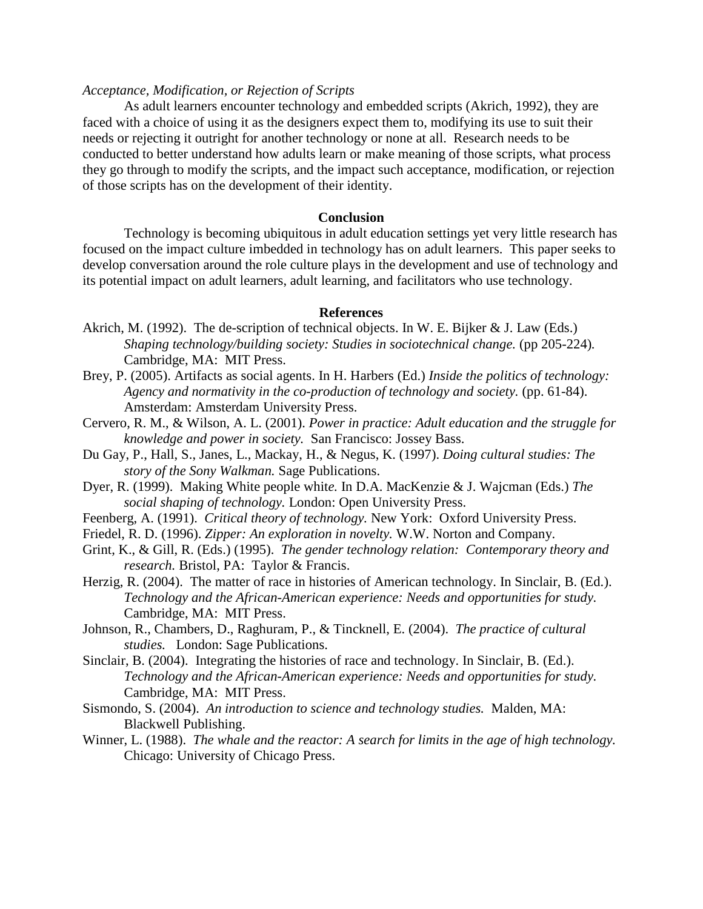*Acceptance, Modification, or Rejection of Scripts*

As adult learners encounter technology and embedded scripts (Akrich, 1992), they are faced with a choice of using it as the designers expect them to, modifying its use to suit their needs or rejecting it outright for another technology or none at all. Research needs to be conducted to better understand how adults learn or make meaning of those scripts, what process they go through to modify the scripts, and the impact such acceptance, modification, or rejection of those scripts has on the development of their identity.

## Conclusion

Technology is becoming ubiquitous in adult education settings yet very little research has focused on the impact culture imbedded in technology has on adult learners. This paper seeks to develop conversation around the role culture plays in the development and use of technology and its potential impact on adult learners, adult learning, and facilitators who use technology.

## References

Akrich, M. (1992). The de-scription of technical objects. In W. E. Bijker & J. Law (Eds.) *Shaping technology/building society: Studies in sociotechnical change.* (pp 205-224). Cambridge, MA: MIT Press.

Brey, P. (2005). Artifacts as social agents. In H. Harbers (Ed.) *Inside the politics of technology: Agency and normativity in the co-production of technology and society.* (pp. 61-84). Amsterdam: Amsterdam University Press.

Cervero, R. M., & Wilson, A. L. (2001). *Power in practice: Adult education and the struggle for knowledge and power in society.* San Francisco: Jossey Bass.

Du Gay, P., Hall, S., Janes, L., Mackay, H., & Negus, K. (1997). *Doing cultural studies: The story of the Sony Walkman.* Sage Publications.

Dyer, R. (1999). Making White people whit*e.* In D.A. MacKenzie & J. Wajcman (Eds.) *The social shaping of technology.* London: Open University Press.

Feenberg, A. (1991). *Critical theory of technology.* New York: Oxford University Press.

Friedel, R. D. (1996). *Zipper: An exploration in novelty.* W.W. Norton and Company.

Grint, K., & Gill, R. (Eds.) (1995). *The gender technology relation: Contemporary theory and research.* Bristol, PA: Taylor & Francis.

Herzig, R. (2004). The matter of race in histories of American technology. In Sinclair, B. (Ed.). *Technology and the African-American experience: Needs and opportunities for study.* Cambridge, MA: MIT Press.

Johnson, R., Chambers, D., Raghuram, P., & Tincknell, E. (2004). *The practice of cultural studies.* London: Sage Publications.

Sinclair, B. (2004). Integrating the histories of race and technology. In Sinclair, B. (Ed.). *Technology and the African-American experience: Needs and opportunities for study.* Cambridge, MA: MIT Press.

Sismondo, S. (2004). *An introduction to science and technology studies.* Malden, MA: Blackwell Publishing.

Winner, L. (1988). *The whale and the reactor: A search for limits in the age of high technology.* Chicago: University of Chicago Press.